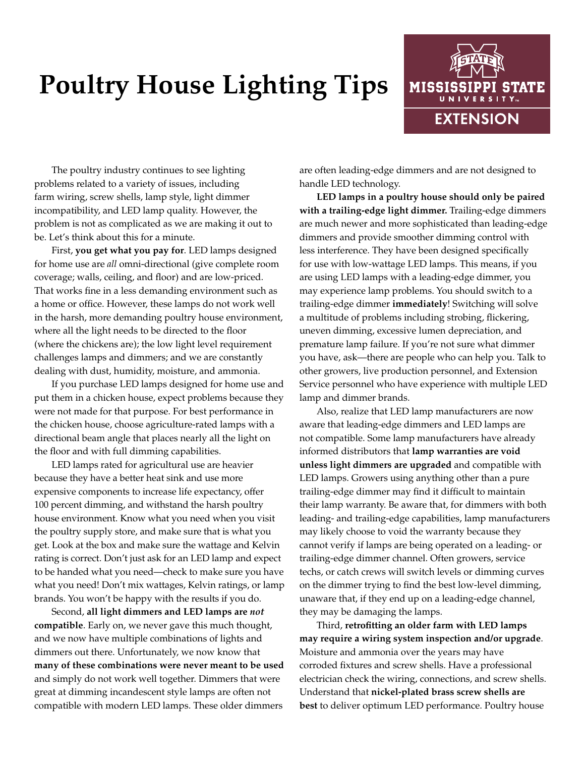# Poultry House Lighting Tips

The poultry industry continues to see lighting problems related to a variety of issues, including farm wiring, screw shells, lamp style, light dimmer incompatibility, and LED lamp quality. However, the problem is not as complicated as we are making it out to be. Let's think about this for a minute.

First, **you get what you pay for**. LED lamps designed for home use are *all* omni-directional (give complete room coverage; walls, ceiling, and floor) and are low-priced. That works fine in a less demanding environment such as a home or office. However, these lamps do not work well in the harsh, more demanding poultry house environment, where all the light needs to be directed to the floor (where the chickens are); the low light level requirement challenges lamps and dimmers; and we are constantly dealing with dust, humidity, moisture, and ammonia.

If you purchase LED lamps designed for home use and put them in a chicken house, expect problems because they were not made for that purpose. For best performance in the chicken house, choose agriculture-rated lamps with a directional beam angle that places nearly all the light on the floor and with full dimming capabilities.

LED lamps rated for agricultural use are heavier because they have a better heat sink and use more expensive components to increase life expectancy, offer 100 percent dimming, and withstand the harsh poultry house environment. Know what you need when you visit the poultry supply store, and make sure that is what you get. Look at the box and make sure the wattage and Kelvin rating is correct. Don't just ask for an LED lamp and expect to be handed what you need—check to make sure you have what you need! Don't mix wattages, Kelvin ratings, or lamp brands. You won't be happy with the results if you do.

Second, **all light dimmers and LED lamps are *not* compatible**. Early on, we never gave this much thought, and we now have multiple combinations of lights and dimmers out there. Unfortunately, we now know that **many of these combinations were never meant to be used** and simply do not work well together. Dimmers that were great at dimming incandescent style lamps are often not compatible with modern LED lamps. These older dimmers are often leading-edge dimmers and are not designed to handle LED technology.

**LED lamps in a poultry house should only be paired with a trailing-edge light dimmer.** Trailing-edge dimmers are much newer and more sophisticated than leading-edge dimmers and provide smoother dimming control with less interference. They have been designed specifically for use with low-wattage LED lamps. This means, if you are using LED lamps with a leading-edge dimmer, you may experience lamp problems. You should switch to a trailing-edge dimmer **immediately**! Switching will solve a multitude of problems including strobing, flickering, uneven dimming, excessive lumen depreciation, and premature lamp failure. If you're not sure what dimmer you have, ask—there are people who can help you. Talk to other growers, live production personnel, and Extension Service personnel who have experience with multiple LED lamp and dimmer brands.

Also, realize that LED lamp manufacturers are now aware that leading-edge dimmers and LED lamps are not compatible. Some lamp manufacturers have already informed distributors that **lamp warranties are void unless light dimmers are upgraded** and compatible with LED lamps. Growers using anything other than a pure trailing-edge dimmer may find it difficult to maintain their lamp warranty. Be aware that, for dimmers with both leading- and trailing-edge capabilities, lamp manufacturers may likely choose to void the warranty because they cannot verify if lamps are being operated on a leading- or trailing-edge dimmer channel. Often growers, service techs, or catch crews will switch levels or dimming curves on the dimmer trying to find the best low-level dimming, unaware that, if they end up on a leading-edge channel, they may be damaging the lamps.

Third, **retrofitting an older farm with LED lamps may require a wiring system inspection and/or upgrade**. Moisture and ammonia over the years may have corroded fixtures and screw shells. Have a professional electrician check the wiring, connections, and screw shells. Understand that **nickel-plated brass screw shells are best** to deliver optimum LED performance. Poultry house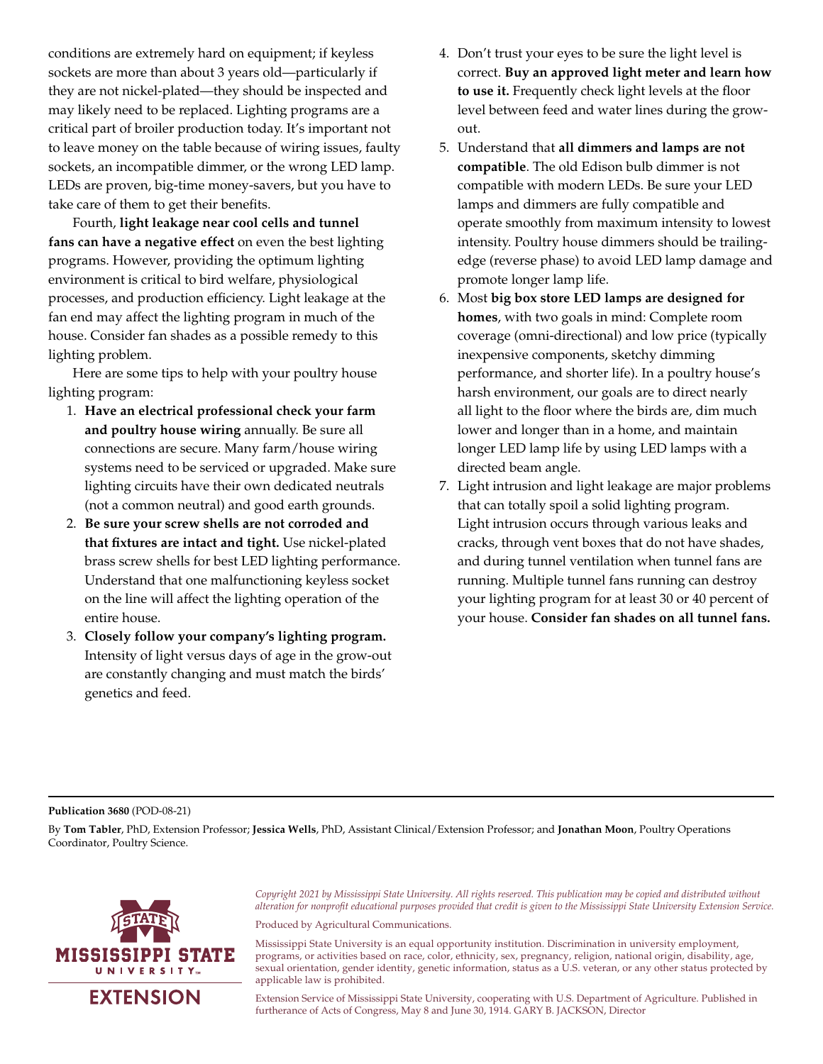conditions are extremely hard on equipment; if keyless sockets are more than about 3 years old—particularly if they are not nickel-plated—they should be inspected and may likely need to be replaced. Lighting programs are a critical part of broiler production today. It's important not to leave money on the table because of wiring issues, faulty sockets, an incompatible dimmer, or the wrong LED lamp. LEDs are proven, big-time money-savers, but you have to take care of them to get their benefits.

Fourth, **light leakage near cool cells and tunnel fans can have a negative effect** on even the best lighting programs. However, providing the optimum lighting environment is critical to bird welfare, physiological processes, and production efficiency. Light leakage at the fan end may affect the lighting program in much of the house. Consider fan shades as a possible remedy to this lighting problem.

Here are some tips to help with your poultry house lighting program:

1. **Have an electrical professional check your farm and poultry house wiring** annually. Be sure all connections are secure. Many farm/house wiring systems need to be serviced or upgraded. Make sure lighting circuits have their own dedicated neutrals (not a common neutral) and good earth grounds.
2. **Be sure your screw shells are not corroded and that fixtures are intact and tight.** Use nickel-plated brass screw shells for best LED lighting performance. Understand that one malfunctioning keyless socket on the line will affect the lighting operation of the entire house.
3. **Closely follow your company's lighting program.** Intensity of light versus days of age in the grow-out are constantly changing and must match the birds' genetics and feed.
4. Don't trust your eyes to be sure the light level is correct. **Buy an approved light meter and learn how to use it.** Frequently check light levels at the floor level between feed and water lines during the grow-out.
5. Understand that **all dimmers and lamps are not compatible**. The old Edison bulb dimmer is not compatible with modern LEDs. Be sure your LED lamps and dimmers are fully compatible and operate smoothly from maximum intensity to lowest intensity. Poultry house dimmers should be trailing-edge (reverse phase) to avoid LED lamp damage and promote longer lamp life.
6. Most **big box store LED lamps are designed for homes**, with two goals in mind: Complete room coverage (omni-directional) and low price (typically inexpensive components, sketchy dimming performance, and shorter life). In a poultry house's harsh environment, our goals are to direct nearly all light to the floor where the birds are, dim much lower and longer than in a home, and maintain longer LED lamp life by using LED lamps with a directed beam angle.
7. Light intrusion and light leakage are major problems that can totally spoil a solid lighting program. Light intrusion occurs through various leaks and cracks, through vent boxes that do not have shades, and during tunnel ventilation when tunnel fans are running. Multiple tunnel fans running can destroy your lighting program for at least 30 or 40 percent of your house. **Consider fan shades on all tunnel fans.**

---

**Publication 3680** (POD-08-21)

By **Tom Tabler**, PhD, Extension Professor; **Jessica Wells**, PhD, Assistant Clinical/Extension Professor; and **Jonathan Moon**, Poultry Operations Coordinator, Poultry Science.

MISSISSIPPI STATE UNIVERSITY EXTENSION

*Copyright 2021 by Mississippi State University. All rights reserved. This publication may be copied and distributed without alteration for nonprofit educational purposes provided that credit is given to the Mississippi State University Extension Service.*

Produced by Agricultural Communications.

Mississippi State University is an equal opportunity institution. Discrimination in university employment, programs, or activities based on race, color, ethnicity, sex, pregnancy, religion, national origin, disability, age, sexual orientation, gender identity, genetic information, status as a U.S. veteran, or any other status protected by applicable law is prohibited.

Extension Service of Mississippi State University, cooperating with U.S. Department of Agriculture. Published in furtherance of Acts of Congress, May 8 and June 30, 1914. GARY B. JACKSON, Director